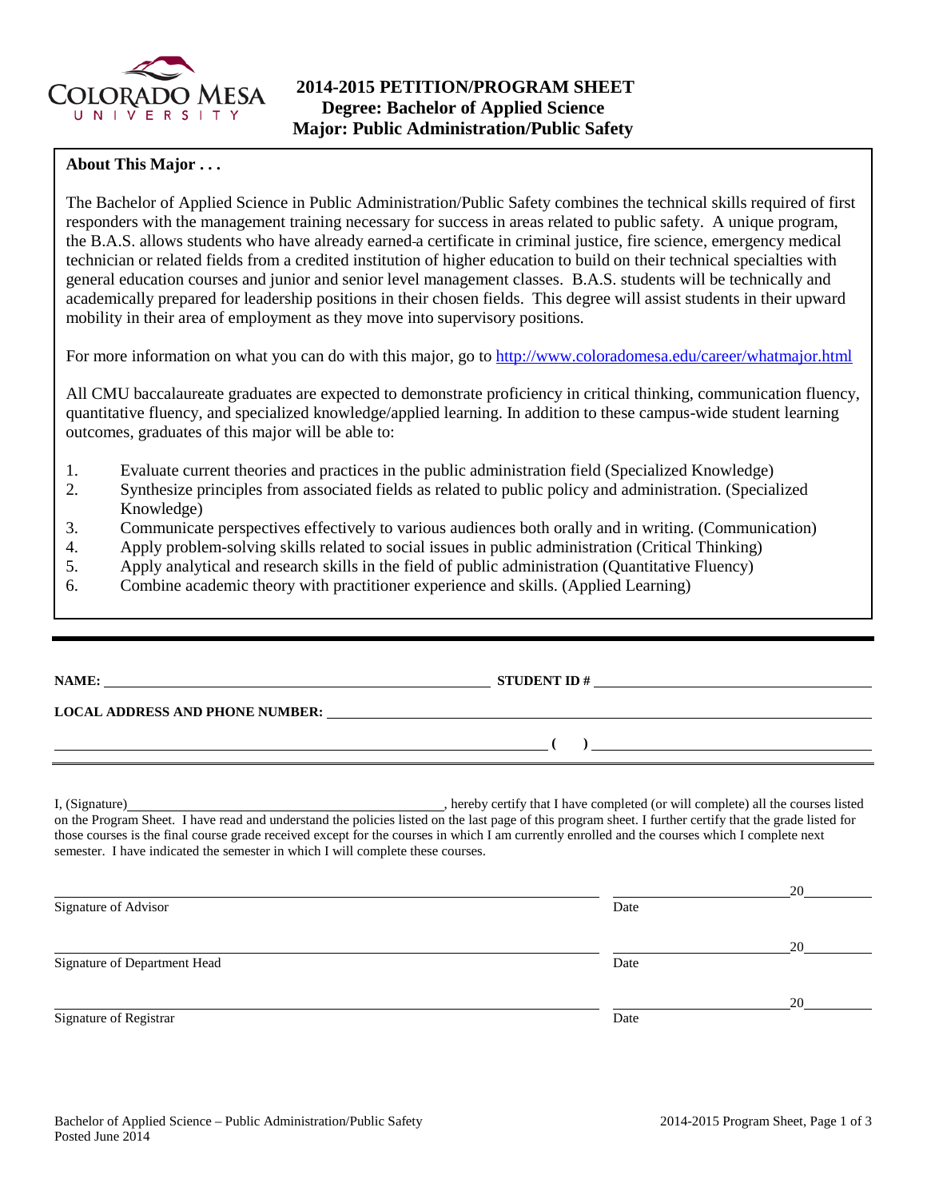# 2014-2015 PETITION/PROGRAM SHEET
## Degree: Bachelor of Applied Science
## Major: Public Administration/Public Safety

**About This Major . . .**

The Bachelor of Applied Science in Public Administration/Public Safety combines the technical skills required of first responders with the management training necessary for success in areas related to public safety. A unique program, the B.A.S. allows students who have already earned a certificate in criminal justice, fire science, emergency medical technician or related fields from a credited institution of higher education to build on their technical specialties with general education courses and junior and senior level management classes. B.A.S. students will be technically and academically prepared for leadership positions in their chosen fields. This degree will assist students in their upward mobility in their area of employment as they move into supervisory positions.

For more information on what you can do with this major, go to http://www.coloradomesa.edu/career/whatmajor.html

All CMU baccalaureate graduates are expected to demonstrate proficiency in critical thinking, communication fluency, quantitative fluency, and specialized knowledge/applied learning. In addition to these campus-wide student learning outcomes, graduates of this major will be able to:

1. Evaluate current theories and practices in the public administration field (Specialized Knowledge)
2. Synthesize principles from associated fields as related to public policy and administration. (Specialized Knowledge)
3. Communicate perspectives effectively to various audiences both orally and in writing. (Communication)
4. Apply problem-solving skills related to social issues in public administration (Critical Thinking)
5. Apply analytical and research skills in the field of public administration (Quantitative Fluency)
6. Combine academic theory with practitioner experience and skills. (Applied Learning)

---

**NAME:** ______________________________ **STUDENT ID #** ______________________________

**LOCAL ADDRESS AND PHONE NUMBER:** ______________________________

______________________________ **( )** ______________________________

---

I, (Signature)______________________________, hereby certify that I have completed (or will complete) all the courses listed on the Program Sheet. I have read and understand the policies listed on the last page of this program sheet. I further certify that the grade listed for those courses is the final course grade received except for the courses in which I am currently enrolled and the courses which I complete next semester. I have indicated the semester in which I will complete these courses.

______________________________ ______________20______
Signature of Advisor Date

______________________________ ______________20______
Signature of Department Head Date

______________________________ ______________20______
Signature of Registrar Date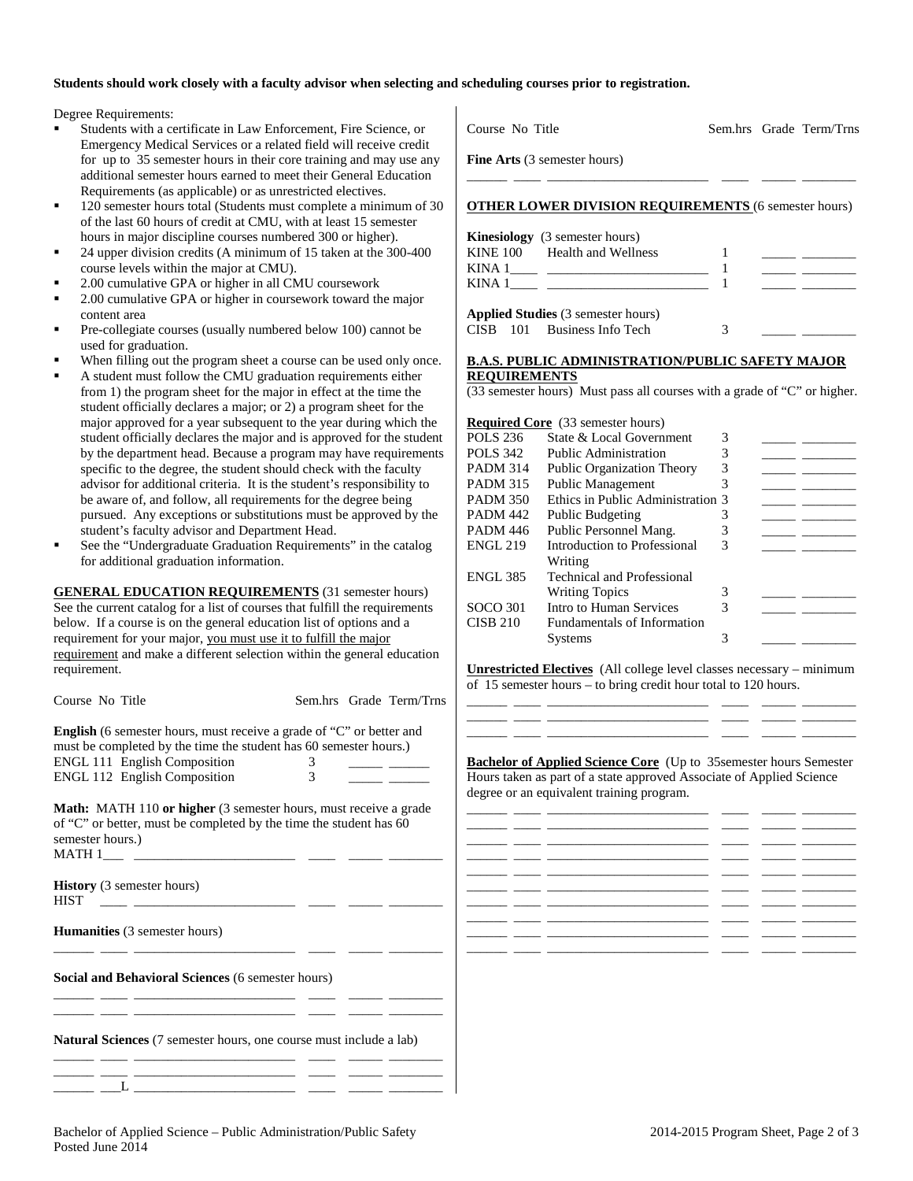**Students should work closely with a faculty advisor when selecting and scheduling courses prior to registration.**

Degree Requirements:

- Students with a certificate in Law Enforcement, Fire Science, or Emergency Medical Services or a related field will receive credit for up to 35 semester hours in their core training and may use any additional semester hours earned to meet their General Education Requirements (as applicable) or as unrestricted electives.
- 120 semester hours total (Students must complete a minimum of 30 of the last 60 hours of credit at CMU, with at least 15 semester hours in major discipline courses numbered 300 or higher).
- 24 upper division credits (A minimum of 15 taken at the 300-400 course levels within the major at CMU).
- 2.00 cumulative GPA or higher in all CMU coursework
- 2.00 cumulative GPA or higher in coursework toward the major content area
- Pre-collegiate courses (usually numbered below 100) cannot be used for graduation.
- When filling out the program sheet a course can be used only once.
- A student must follow the CMU graduation requirements either from 1) the program sheet for the major in effect at the time the student officially declares a major; or 2) a program sheet for the major approved for a year subsequent to the year during which the student officially declares the major and is approved for the student by the department head. Because a program may have requirements specific to the degree, the student should check with the faculty advisor for additional criteria. It is the student's responsibility to be aware of, and follow, all requirements for the degree being pursued. Any exceptions or substitutions must be approved by the student's faculty advisor and Department Head.
- See the "Undergraduate Graduation Requirements" in the catalog for additional graduation information.

**GENERAL EDUCATION REQUIREMENTS** (31 semester hours) See the current catalog for a list of courses that fulfill the requirements below. If a course is on the general education list of options and a requirement for your major, you must use it to fulfill the major requirement and make a different selection within the general education requirement.

| Course No | Title | Sem.hrs | Grade | Term/Trns |
|---|---|---|---|---|
| **English** (6 semester hours, must receive a grade of "C" or better and must be completed by the time the student has 60 semester hours.) | | | | |
| ENGL 111 | English Composition | 3 | | |
| ENGL 112 | English Composition | 3 | | |
| **Math: MATH 110 or higher** (3 semester hours, must receive a grade of "C" or better, must be completed by the time the student has 60 semester hours.) | | | | |
| MATH 1___ | | | | |
| **History** (3 semester hours) | | | | |
| HIST ____ | | | | |
| **Humanities** (3 semester hours) | | | | |
| | | | | |
| **Social and Behavioral Sciences** (6 semester hours) | | | | |
| | | | | |
| | | | | |
| **Natural Sciences** (7 semester hours, one course must include a lab) | | | | |
| | | | | |
| | | | | |
| ___L | | | | |
| **Fine Arts** (3 semester hours) | | | | |
| | | | | |

**OTHER LOWER DIVISION REQUIREMENTS** (6 semester hours)

| Course No | Title | Sem.hrs | Grade | Term/Trns |
|---|---|---|---|---|
| **Kinesiology** (3 semester hours) | | | | |
| KINE 100 | Health and Wellness | 1 | | |
| KINA 1____ | | 1 | | |
| KINA 1____ | | 1 | | |
| **Applied Studies** (3 semester hours) | | | | |
| CISB 101 | Business Info Tech | 3 | | |

**B.A.S. PUBLIC ADMINISTRATION/PUBLIC SAFETY MAJOR REQUIREMENTS**

(33 semester hours) Must pass all courses with a grade of "C" or higher.

**Required Core** (33 semester hours)

| Course No | Title | Sem.hrs | Grade | Term/Trns |
|---|---|---|---|---|
| POLS 236 | State & Local Government | 3 | | |
| POLS 342 | Public Administration | 3 | | |
| PADM 314 | Public Organization Theory | 3 | | |
| PADM 315 | Public Management | 3 | | |
| PADM 350 | Ethics in Public Administration | 3 | | |
| PADM 442 | Public Budgeting | 3 | | |
| PADM 446 | Public Personnel Mang. | 3 | | |
| ENGL 219 | Introduction to Professional Writing | 3 | | |
| ENGL 385 | Technical and Professional Writing Topics | 3 | | |
| SOCO 301 | Intro to Human Services | 3 | | |
| CISB 210 | Fundamentals of Information Systems | 3 | | |

**Unrestricted Electives** (All college level classes necessary – minimum of 15 semester hours – to bring credit hour total to 120 hours.

| Course No | Title | Sem.hrs | Grade | Term/Trns |
|---|---|---|---|---|
| | | | | |
| | | | | |
| | | | | |

**Bachelor of Applied Science Core** (Up to 35semester hours Semester Hours taken as part of a state approved Associate of Applied Science degree or an equivalent training program.

| Course No | Title | Sem.hrs | Grade | Term/Trns |
|---|---|---|---|---|
| | | | | |
| | | | | |
| | | | | |
| | | | | |
| | | | | |
| | | | | |
| | | | | |
| | | | | |
| | | | | |
| | | | | |

Bachelor of Applied Science – Public Administration/Public Safety
Posted June 2014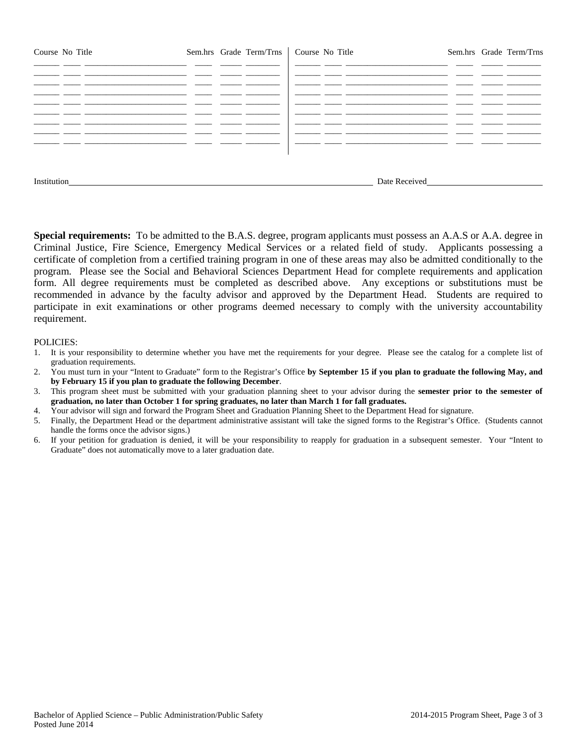| Course | No | Title | Sem.hrs | Grade | Term/Trns | Course | No | Title | Sem.hrs | Grade | Term/Trns |
|---|---|---|---|---|---|---|---|---|---|---|---|
| | | | | | | | | | | | |
| | | | | | | | | | | | |
| | | | | | | | | | | | |
| | | | | | | | | | | | |
| | | | | | | | | | | | |
| | | | | | | | | | | | |
| | | | | | | | | | | | |
| | | | | | | | | | | | |
| | | | | | | | | | | | |

Institution______________________________ Date Received______________________________

**Special requirements:** To be admitted to the B.A.S. degree, program applicants must possess an A.A.S or A.A. degree in Criminal Justice, Fire Science, Emergency Medical Services or a related field of study. Applicants possessing a certificate of completion from a certified training program in one of these areas may also be admitted conditionally to the program. Please see the Social and Behavioral Sciences Department Head for complete requirements and application form. All degree requirements must be completed as described above. Any exceptions or substitutions must be recommended in advance by the faculty advisor and approved by the Department Head. Students are required to participate in exit examinations or other programs deemed necessary to comply with the university accountability requirement.

POLICIES:

1. It is your responsibility to determine whether you have met the requirements for your degree. Please see the catalog for a complete list of graduation requirements.
2. You must turn in your "Intent to Graduate" form to the Registrar's Office **by September 15 if you plan to graduate the following May, and by February 15 if you plan to graduate the following December**.
3. This program sheet must be submitted with your graduation planning sheet to your advisor during the **semester prior to the semester of graduation, no later than October 1 for spring graduates, no later than March 1 for fall graduates.**
4. Your advisor will sign and forward the Program Sheet and Graduation Planning Sheet to the Department Head for signature.
5. Finally, the Department Head or the department administrative assistant will take the signed forms to the Registrar's Office. (Students cannot handle the forms once the advisor signs.)
6. If your petition for graduation is denied, it will be your responsibility to reapply for graduation in a subsequent semester. Your "Intent to Graduate" does not automatically move to a later graduation date.